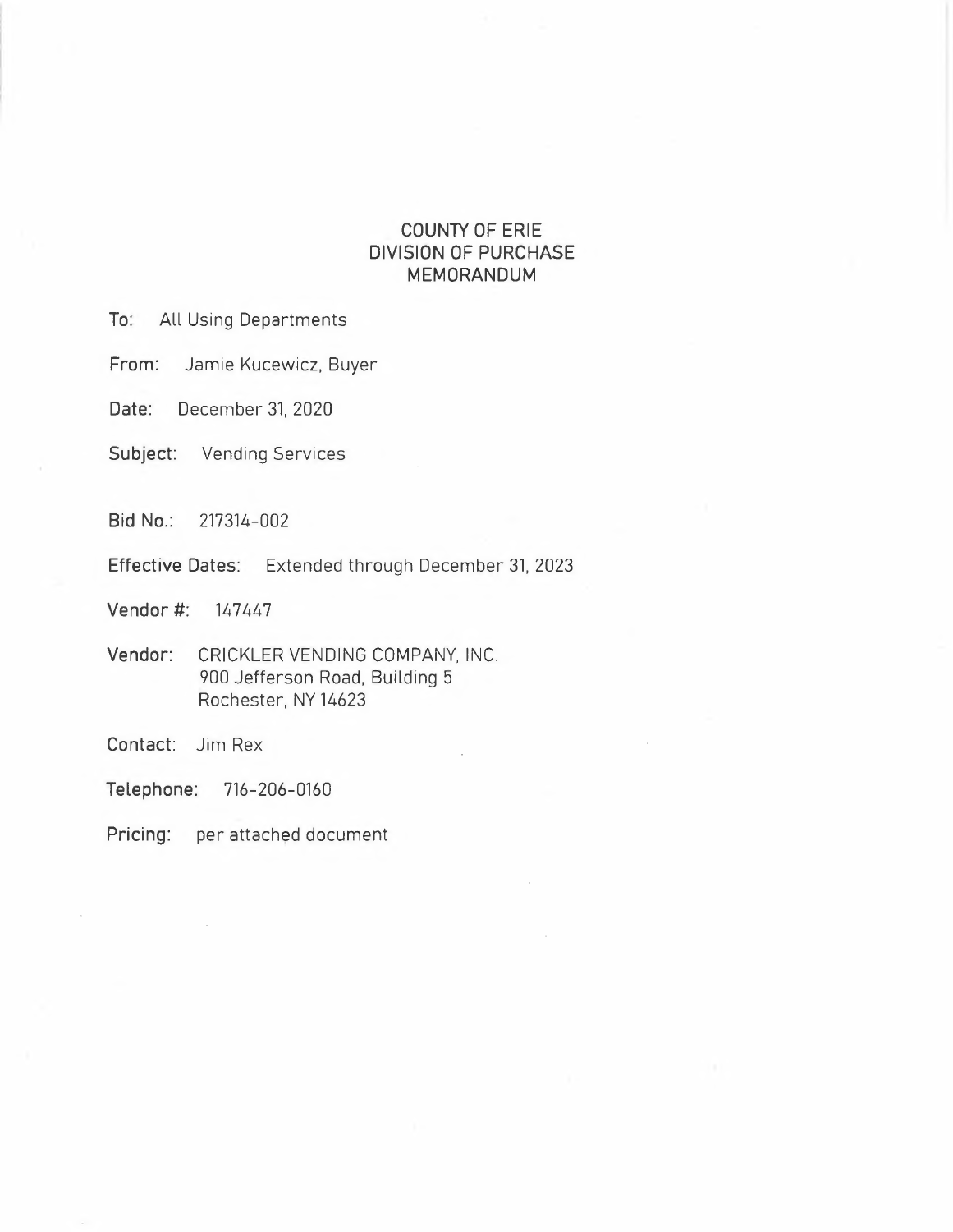# COUNTY OF ERIE
## DIVISION OF PURCHASE
## MEMORANDUM

**To:** All Using Departments

**From:** Jamie Kucewicz, Buyer

**Date:** December 31, 2020

**Subject:** Vending Services

**Bid No.:** 217314-002

**Effective Dates:** Extended through December 31, 2023

**Vendor #:** 147447

**Vendor:** CRICKLER VENDING COMPANY, INC.
900 Jefferson Road, Building 5
Rochester, NY 14623

**Contact:** Jim Rex

**Telephone:** 716-206-0160

**Pricing:** per attached document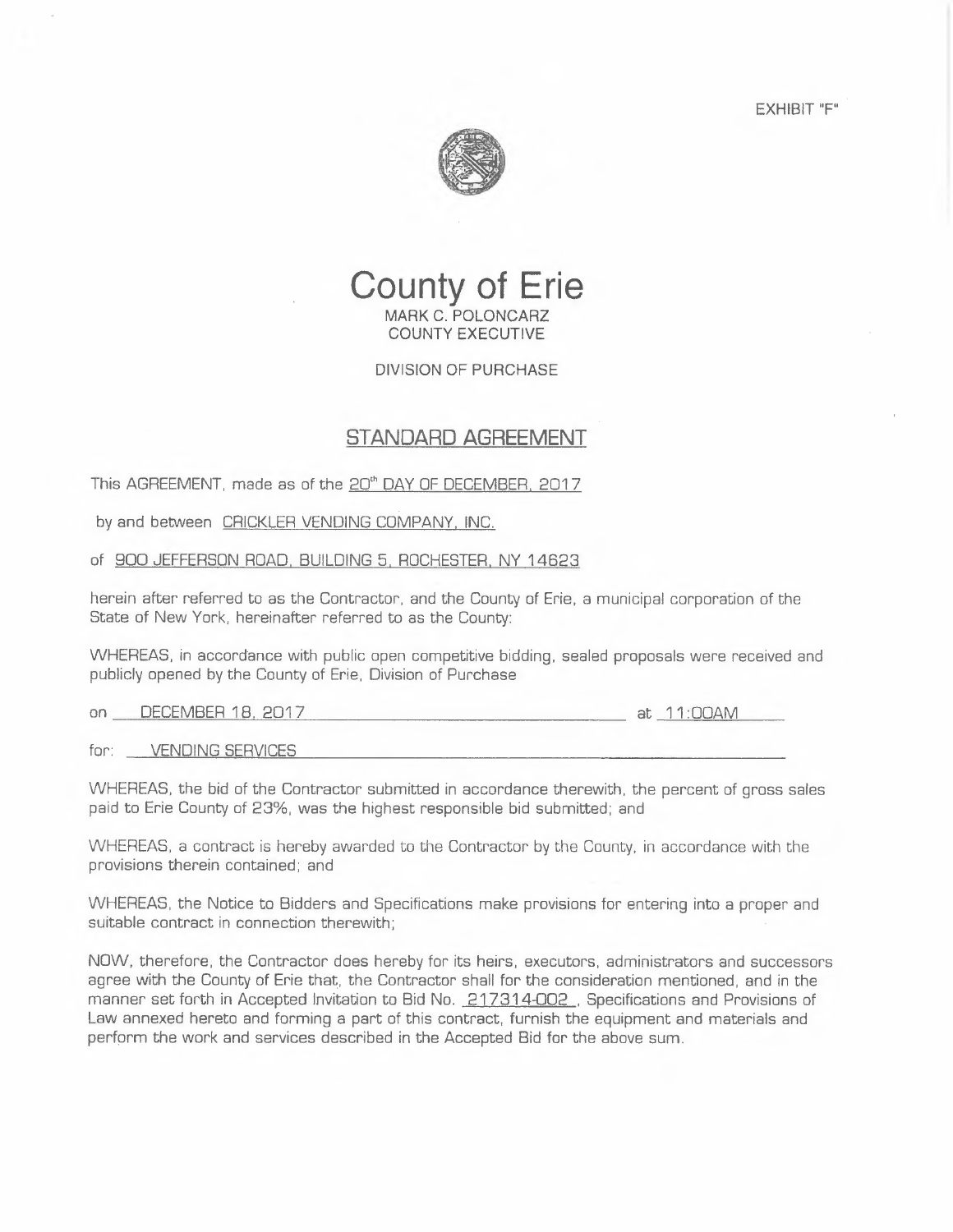EXHIBIT "F"

# County of Erie

MARK C. POLONCARZ
COUNTY EXECUTIVE

DIVISION OF PURCHASE

## STANDARD AGREEMENT

This AGREEMENT, made as of the 20th DAY OF DECEMBER, 2017

by and between CRICKLER VENDING COMPANY, INC.

of 900 JEFFERSON ROAD, BUILDING 5, ROCHESTER, NY 14623

herein after referred to as the Contractor, and the County of Erie, a municipal corporation of the State of New York, hereinafter referred to as the County:

WHEREAS, in accordance with public open competitive bidding, sealed proposals were received and publicly opened by the County of Erie, Division of Purchase

on DECEMBER 18, 2017 at 11:00AM

for: VENDING SERVICES

WHEREAS, the bid of the Contractor submitted in accordance therewith, the percent of gross sales paid to Erie County of 23%, was the highest responsible bid submitted; and

WHEREAS, a contract is hereby awarded to the Contractor by the County, in accordance with the provisions therein contained; and

WHEREAS, the Notice to Bidders and Specifications make provisions for entering into a proper and suitable contract in connection therewith;

NOW, therefore, the Contractor does hereby for its heirs, executors, administrators and successors agree with the County of Erie that, the Contractor shall for the consideration mentioned, and in the manner set forth in Accepted Invitation to Bid No. 217314-002 , Specifications and Provisions of Law annexed hereto and forming a part of this contract, furnish the equipment and materials and perform the work and services described in the Accepted Bid for the above sum.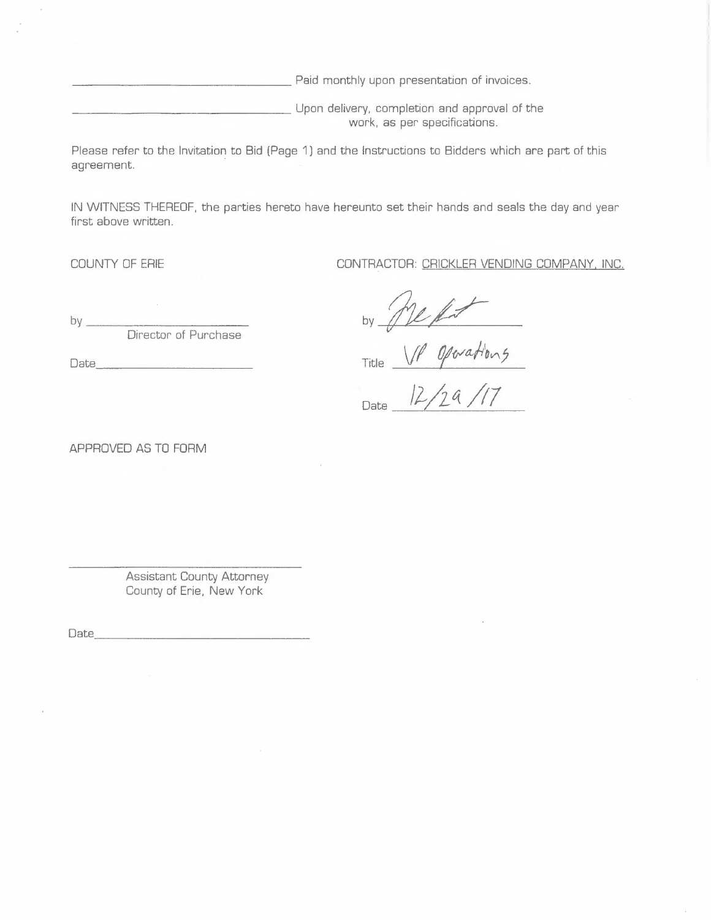\_\_\_\_\_\_\_\_\_\_\_\_\_\_\_\_\_\_\_\_\_\_\_\_\_\_\_\_ Paid monthly upon presentation of invoices.

\_\_\_\_\_\_\_\_\_\_\_\_\_\_\_\_\_\_\_\_\_\_\_\_\_\_\_\_ Upon delivery, completion and approval of the work, as per specifications.

Please refer to the Invitation to Bid (Page 1) and the Instructions to Bidders which are part of this agreement.

IN WITNESS THEREOF, the parties hereto have hereunto set their hands and seals the day and year first above written.

COUNTY OF ERIE

by \_\_\_\_\_\_\_\_\_\_\_\_\_\_\_\_\_\_\_\_\_\_\_\_
Director of Purchase

Date\_\_\_\_\_\_\_\_\_\_\_\_\_\_\_\_\_\_\_\_\_\_\_\_

CONTRACTOR: CRICKLER VENDING COMPANY, INC.

by [signature]

Title VP Operations

Date 12/29/17

APPROVED AS TO FORM

\_\_\_\_\_\_\_\_\_\_\_\_\_\_\_\_\_\_\_\_\_\_\_\_\_\_\_\_
Assistant County Attorney
County of Erie, New York

Date\_\_\_\_\_\_\_\_\_\_\_\_\_\_\_\_\_\_\_\_\_\_\_\_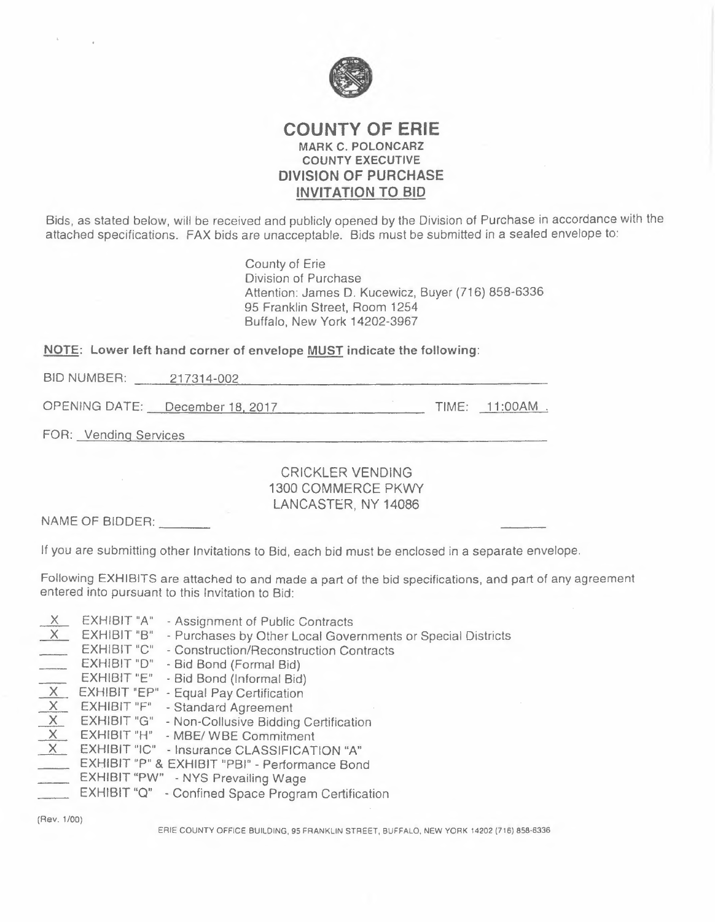# COUNTY OF ERIE

**MARK C. POLONCARZ**
**COUNTY EXECUTIVE**

## DIVISION OF PURCHASE

## INVITATION TO BID

Bids, as stated below, will be received and publicly opened by the Division of Purchase in accordance with the attached specifications. FAX bids are unacceptable. Bids must be submitted in a sealed envelope to:

County of Erie
Division of Purchase
Attention: James D. Kucewicz, Buyer (716) 858-6336
95 Franklin Street, Room 1254
Buffalo, New York 14202-3967

**NOTE: Lower left hand corner of envelope MUST indicate the following:**

BID NUMBER: 217314-002

OPENING DATE: December 18, 2017 TIME: 11:00AM

FOR: Vending Services

CRICKLER VENDING
1300 COMMERCE PKWY
LANCASTER, NY 14086

NAME OF BIDDER: ______

If you are submitting other Invitations to Bid, each bid must be enclosed in a separate envelope.

Following EXHIBITS are attached to and made a part of the bid specifications, and part of any agreement entered into pursuant to this Invitation to Bid:

- X EXHIBIT "A" - Assignment of Public Contracts
- X EXHIBIT "B" - Purchases by Other Local Governments or Special Districts
- ___ EXHIBIT "C" - Construction/Reconstruction Contracts
- ___ EXHIBIT "D" - Bid Bond (Formal Bid)
- ___ EXHIBIT "E" - Bid Bond (Informal Bid)
- X EXHIBIT "EP" - Equal Pay Certification
- X EXHIBIT "F" - Standard Agreement
- X EXHIBIT "G" - Non-Collusive Bidding Certification
- X EXHIBIT "H" - MBE/ WBE Commitment
- X EXHIBIT "IC" - Insurance CLASSIFICATION "A"
- ___ EXHIBIT "P" & EXHIBIT "PBI" - Performance Bond
- ___ EXHIBIT "PW" - NYS Prevailing Wage
- ___ EXHIBIT "Q" - Confined Space Program Certification

(Rev. 1/00)

ERIE COUNTY OFFICE BUILDING, 95 FRANKLIN STREET, BUFFALO, NEW YORK 14202 (716) 858-6336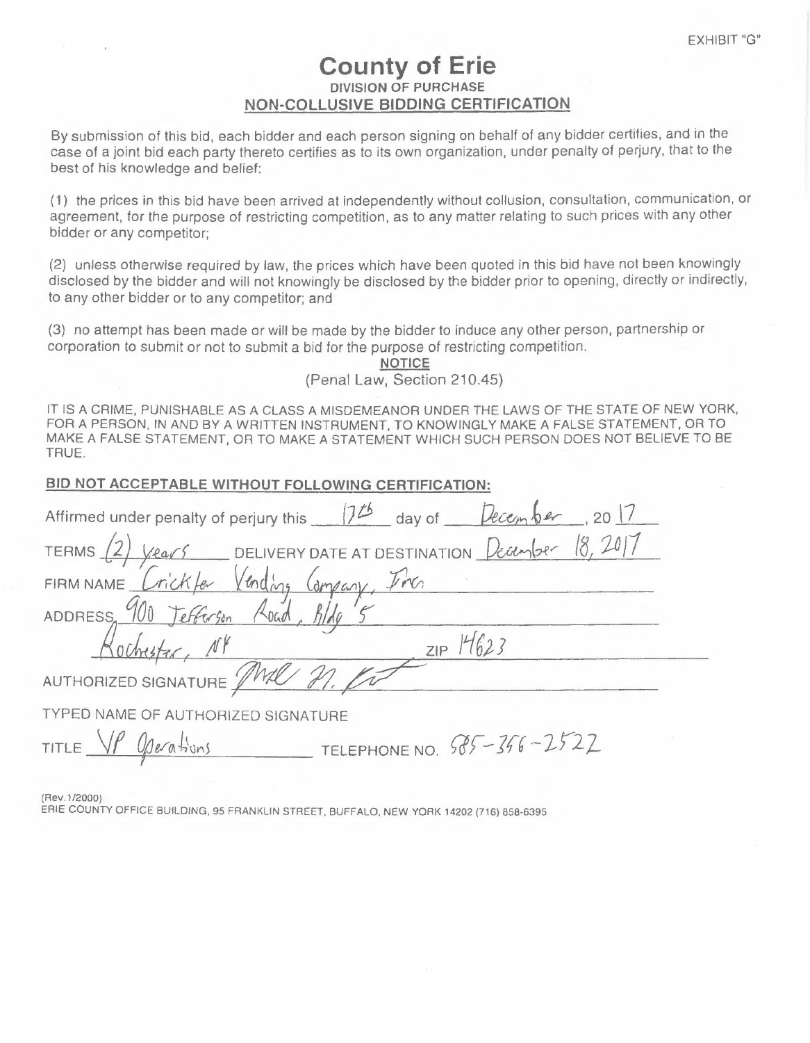EXHIBIT "G"

# County of Erie

## DIVISION OF PURCHASE

## NON-COLLUSIVE BIDDING CERTIFICATION

By submission of this bid, each bidder and each person signing on behalf of any bidder certifies, and in the case of a joint bid each party thereto certifies as to its own organization, under penalty of perjury, that to the best of his knowledge and belief:

(1) the prices in this bid have been arrived at independently without collusion, consultation, communication, or agreement, for the purpose of restricting competition, as to any matter relating to such prices with any other bidder or any competitor;

(2) unless otherwise required by law, the prices which have been quoted in this bid have not been knowingly disclosed by the bidder and will not knowingly be disclosed by the bidder prior to opening, directly or indirectly, to any other bidder or to any competitor; and

(3) no attempt has been made or will be made by the bidder to induce any other person, partnership or corporation to submit or not to submit a bid for the purpose of restricting competition.

**NOTICE**

(Penal Law, Section 210.45)

IT IS A CRIME, PUNISHABLE AS A CLASS A MISDEMEANOR UNDER THE LAWS OF THE STATE OF NEW YORK, FOR A PERSON, IN AND BY A WRITTEN INSTRUMENT, TO KNOWINGLY MAKE A FALSE STATEMENT, OR TO MAKE A FALSE STATEMENT, OR TO MAKE A STATEMENT WHICH SUCH PERSON DOES NOT BELIEVE TO BE TRUE.

**BID NOT ACCEPTABLE WITHOUT FOLLOWING CERTIFICATION:**

Affirmed under penalty of perjury this 17th day of December, 2017

TERMS (2) Years DELIVERY DATE AT DESTINATION December 18, 2017

FIRM NAME Crickler Vending Company, Inc.

ADDRESS 900 Jefferson Road, Bldg 5

Rochester, NY ZIP 14623

AUTHORIZED SIGNATURE [signature]

TYPED NAME OF AUTHORIZED SIGNATURE

TITLE VP Operations TELEPHONE NO. 585-356-2522

(Rev.1/2000)

ERIE COUNTY OFFICE BUILDING, 95 FRANKLIN STREET, BUFFALO, NEW YORK 14202 (716) 858-6395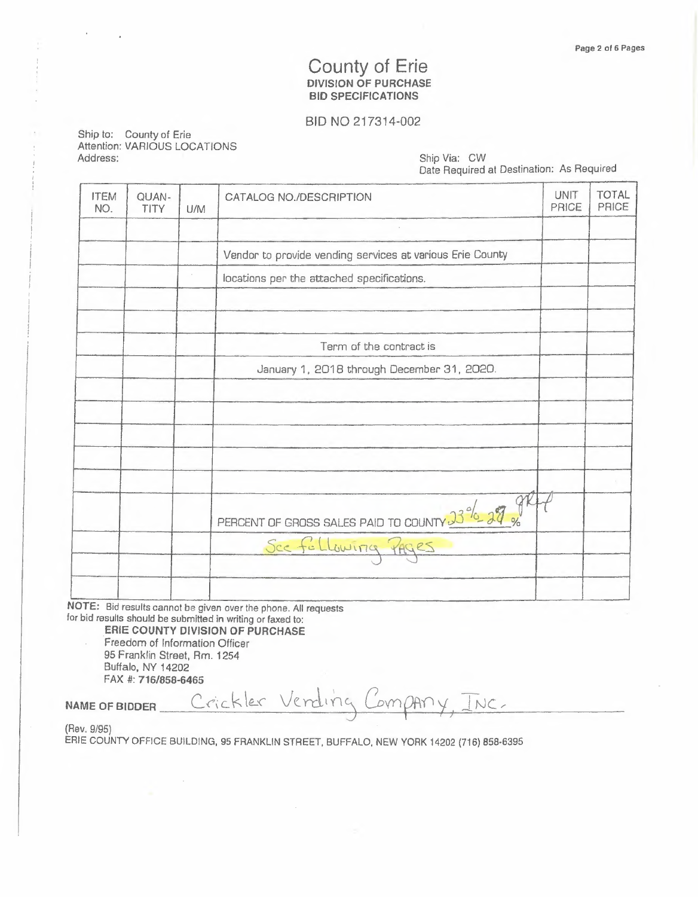# County of Erie

**DIVISION OF PURCHASE**
**BID SPECIFICATIONS**

BID NO 217314-002

Ship to: County of Erie
Attention: VARIOUS LOCATIONS
Address:

Ship Via: CW
Date Required at Destination: As Required

| ITEM NO. | QUAN-TITY | U/M | CATALOG NO./DESCRIPTION | UNIT PRICE | TOTAL PRICE |
|---|---|---|---|---|---|
| | | | | | |
| | | | Vendor to provide vending services at various Erie County | | |
| | | | locations per the attached specifications. | | |
| | | | | | |
| | | | | | |
| | | | Term of the contract is | | |
| | | | January 1, 2018 through December 31, 2020. | | |
| | | | | | |
| | | | | | |
| | | | | | |
| | | | | | |
| | | | | | |
| | | | PERCENT OF GROSS SALES PAID TO COUNTY 23% - 28 % | | |
| | | | See following Pages | | |
| | | | | | |
| | | | | | |

**NOTE:** Bid results cannot be given over the phone. All requests for bid results should be submitted in writing or faxed to:

**ERIE COUNTY DIVISION OF PURCHASE**
Freedom of Information Officer
95 Franklin Street, Rm. 1254
Buffalo, NY 14202
FAX #: **716/858-6465**

**NAME OF BIDDER** Crickler Vending Company, Inc.

(Rev. 9/95)
ERIE COUNTY OFFICE BUILDING, 95 FRANKLIN STREET, BUFFALO, NEW YORK 14202 (716) 858-6395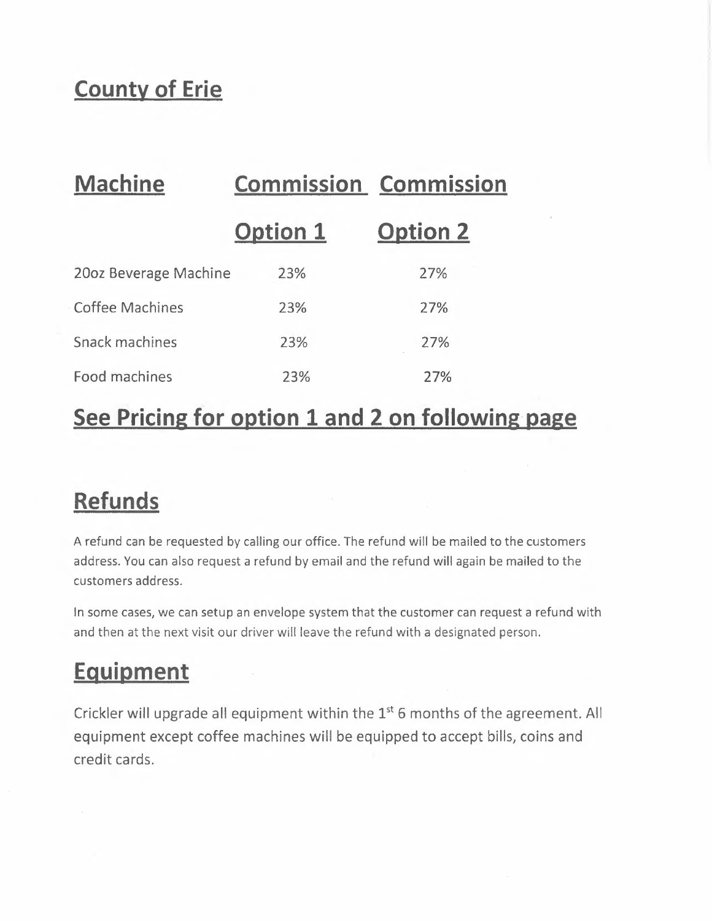## County of Erie

| Machine | Commission Option 1 | Commission Option 2 |
|---|---|---|
| 20oz Beverage Machine | 23% | 27% |
| Coffee Machines | 23% | 27% |
| Snack machines | 23% | 27% |
| Food machines | 23% | 27% |

## See Pricing for option 1 and 2 on following page

## Refunds

A refund can be requested by calling our office. The refund will be mailed to the customers address. You can also request a refund by email and the refund will again be mailed to the customers address.

In some cases, we can setup an envelope system that the customer can request a refund with and then at the next visit our driver will leave the refund with a designated person.

## Equipment

Crickler will upgrade all equipment within the 1st 6 months of the agreement. All equipment except coffee machines will be equipped to accept bills, coins and credit cards.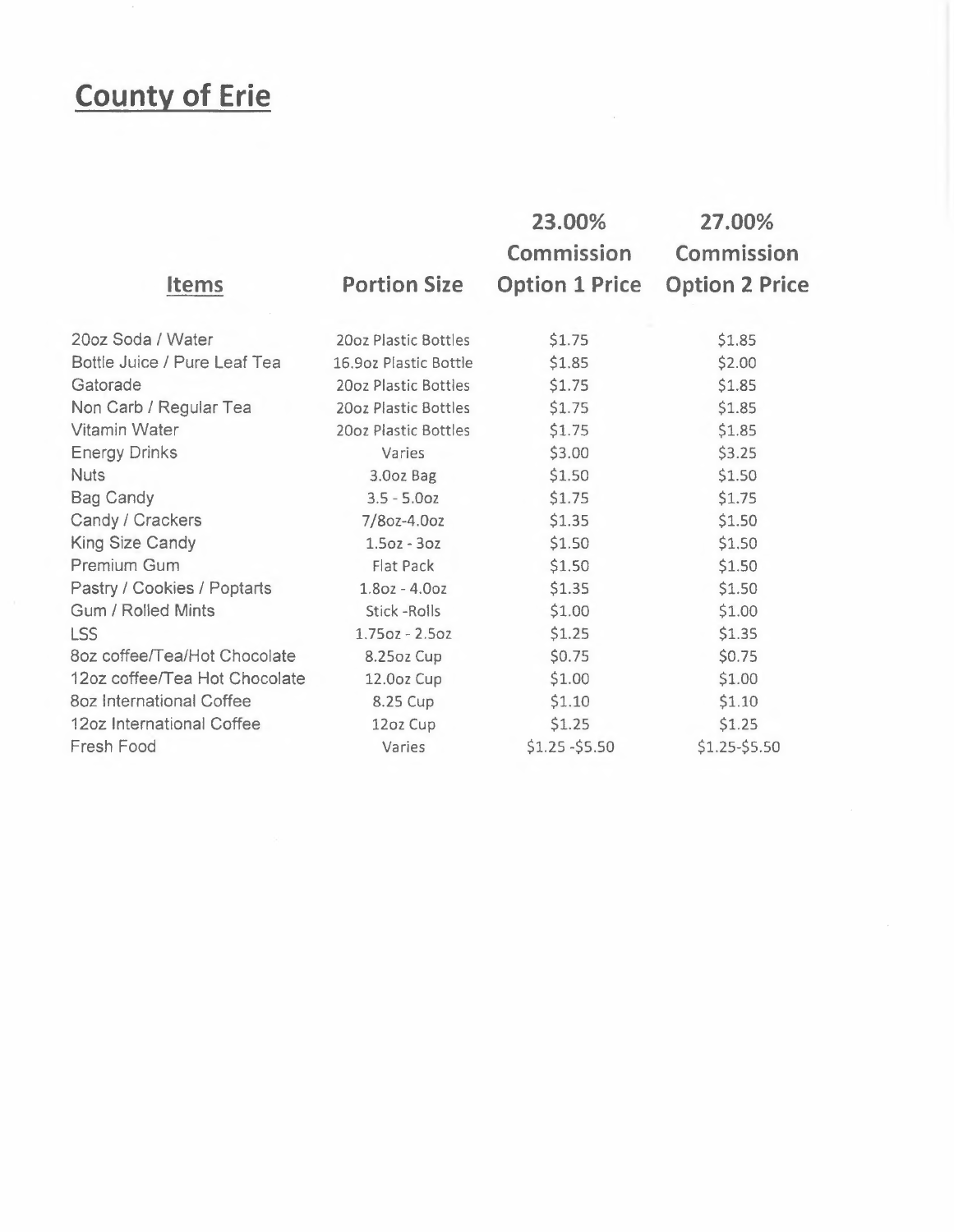# County of Erie

| Items | Portion Size | 23.00% Commission Option 1 Price | 27.00% Commission Option 2 Price |
|---|---|---|---|
| 20oz Soda / Water | 20oz Plastic Bottles | $1.75 | $1.85 |
| Bottle Juice / Pure Leaf Tea | 16.9oz Plastic Bottle | $1.85 | $2.00 |
| Gatorade | 20oz Plastic Bottles | $1.75 | $1.85 |
| Non Carb / Regular Tea | 20oz Plastic Bottles | $1.75 | $1.85 |
| Vitamin Water | 20oz Plastic Bottles | $1.75 | $1.85 |
| Energy Drinks | Varies | $3.00 | $3.25 |
| Nuts | 3.0oz Bag | $1.50 | $1.50 |
| Bag Candy | 3.5 - 5.0oz | $1.75 | $1.75 |
| Candy / Crackers | 7/8oz-4.0oz | $1.35 | $1.50 |
| King Size Candy | 1.5oz - 3oz | $1.50 | $1.50 |
| Premium Gum | Flat Pack | $1.50 | $1.50 |
| Pastry / Cookies / Poptarts | 1.8oz - 4.0oz | $1.35 | $1.50 |
| Gum / Rolled Mints | Stick -Rolls | $1.00 | $1.00 |
| LSS | 1.75oz - 2.5oz | $1.25 | $1.35 |
| 8oz coffee/Tea/Hot Chocolate | 8.25oz Cup | $0.75 | $0.75 |
| 12oz coffee/Tea Hot Chocolate | 12.0oz Cup | $1.00 | $1.00 |
| 8oz International Coffee | 8.25 Cup | $1.10 | $1.10 |
| 12oz International Coffee | 12oz Cup | $1.25 | $1.25 |
| Fresh Food | Varies | $1.25 -$5.50 | $1.25-$5.50 |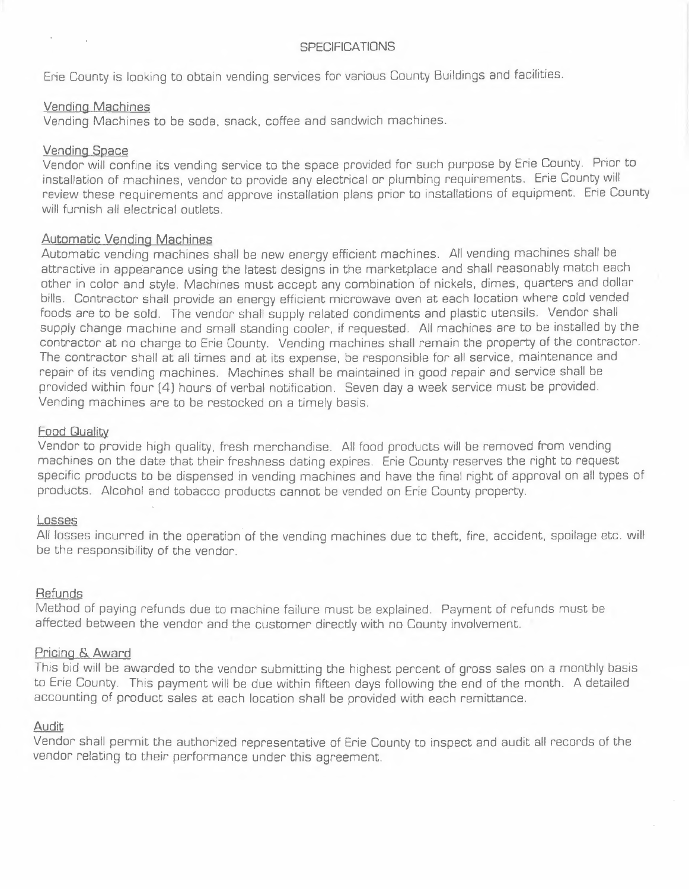# SPECIFICATIONS

Erie County is looking to obtain vending services for various County Buildings and facilities.

## Vending Machines

Vending Machines to be soda, snack, coffee and sandwich machines.

## Vending Space

Vendor will confine its vending service to the space provided for such purpose by Erie County. Prior to installation of machines, vendor to provide any electrical or plumbing requirements. Erie County will review these requirements and approve installation plans prior to installations of equipment. Erie County will furnish all electrical outlets.

## Automatic Vending Machines

Automatic vending machines shall be new energy efficient machines. All vending machines shall be attractive in appearance using the latest designs in the marketplace and shall reasonably match each other in color and style. Machines must accept any combination of nickels, dimes, quarters and dollar bills. Contractor shall provide an energy efficient microwave oven at each location where cold vended foods are to be sold. The vendor shall supply related condiments and plastic utensils. Vendor shall supply change machine and small standing cooler, if requested. All machines are to be installed by the contractor at no charge to Erie County. Vending machines shall remain the property of the contractor. The contractor shall at all times and at its expense, be responsible for all service, maintenance and repair of its vending machines. Machines shall be maintained in good repair and service shall be provided within four (4) hours of verbal notification. Seven day a week service must be provided. Vending machines are to be restocked on a timely basis.

## Food Quality

Vendor to provide high quality, fresh merchandise. All food products will be removed from vending machines on the date that their freshness dating expires. Erie County reserves the right to request specific products to be dispensed in vending machines and have the final right of approval on all types of products. Alcohol and tobacco products cannot be vended on Erie County property.

## Losses

All losses incurred in the operation of the vending machines due to theft, fire, accident, spoilage etc. will be the responsibility of the vendor.

## Refunds

Method of paying refunds due to machine failure must be explained. Payment of refunds must be affected between the vendor and the customer directly with no County involvement.

## Pricing & Award

This bid will be awarded to the vendor submitting the highest percent of gross sales on a monthly basis to Erie County. This payment will be due within fifteen days following the end of the month. A detailed accounting of product sales at each location shall be provided with each remittance.

## Audit

Vendor shall permit the authorized representative of Erie County to inspect and audit all records of the vendor relating to their performance under this agreement.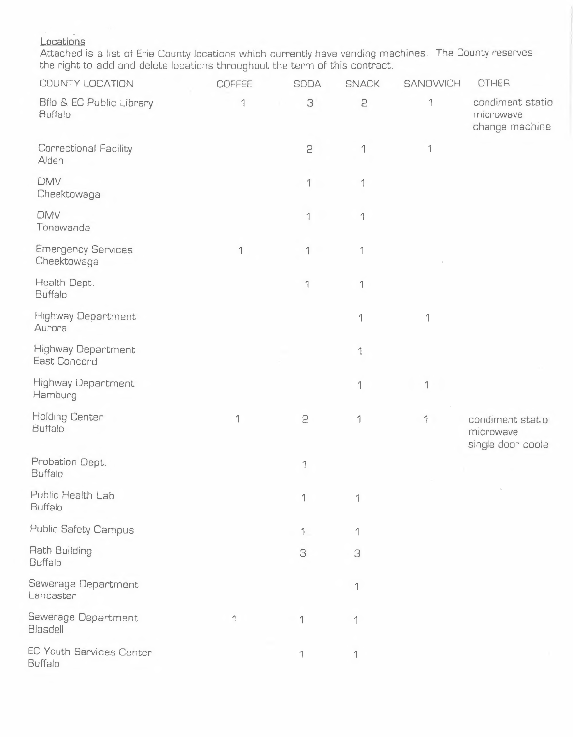Locations

Attached is a list of Erie County locations which currently have vending machines. The County reserves the right to add and delete locations throughout the term of this contract.

| COUNTY LOCATION | COFFEE | SODA | SNACK | SANDWICH | OTHER |
|---|---|---|---|---|---|
| Bflo & EC Public Library Buffalo | 1 | 3 | 2 | 1 | condiment statio microwave change machine |
| Correctional Facility Alden | | 2 | 1 | 1 | |
| DMV Cheektowaga | | 1 | 1 | | |
| DMV Tonawanda | | 1 | 1 | | |
| Emergency Services Cheektowaga | 1 | 1 | 1 | | |
| Health Dept. Buffalo | | 1 | 1 | | |
| Highway Department Aurora | | | 1 | 1 | |
| Highway Department East Concord | | | 1 | | |
| Highway Department Hamburg | | | 1 | 1 | |
| Holding Center Buffalo | 1 | 2 | 1 | 1 | condiment statio microwave single door coole |
| Probation Dept. Buffalo | | 1 | | | |
| Public Health Lab Buffalo | | 1 | 1 | | |
| Public Safety Campus | | 1 | 1 | | |
| Rath Building Buffalo | | 3 | 3 | | |
| Sewerage Department Lancaster | | | 1 | | |
| Sewerage Department Blasdell | 1 | 1 | 1 | | |
| EC Youth Services Center Buffalo | | 1 | 1 | | |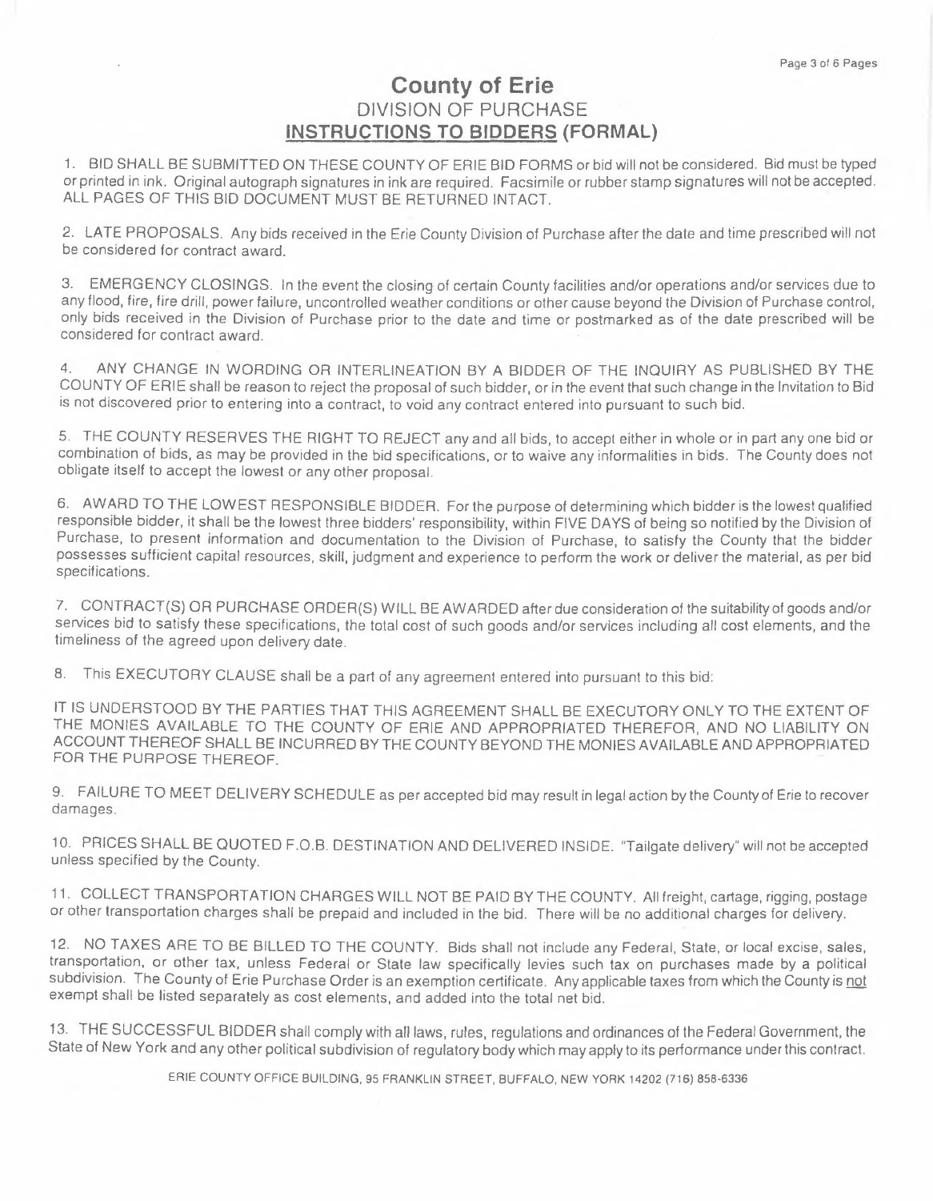# County of Erie

## DIVISION OF PURCHASE

## INSTRUCTIONS TO BIDDERS (FORMAL)

1. BID SHALL BE SUBMITTED ON THESE COUNTY OF ERIE BID FORMS or bid will not be considered. Bid must be typed or printed in ink. Original autograph signatures in ink are required. Facsimile or rubber stamp signatures will not be accepted. ALL PAGES OF THIS BID DOCUMENT MUST BE RETURNED INTACT.

2. LATE PROPOSALS. Any bids received in the Erie County Division of Purchase after the date and time prescribed will not be considered for contract award.

3. EMERGENCY CLOSINGS. In the event the closing of certain County facilities and/or operations and/or services due to any flood, fire, fire drill, power failure, uncontrolled weather conditions or other cause beyond the Division of Purchase control, only bids received in the Division of Purchase prior to the date and time or postmarked as of the date prescribed will be considered for contract award.

4. ANY CHANGE IN WORDING OR INTERLINEATION BY A BIDDER OF THE INQUIRY AS PUBLISHED BY THE COUNTY OF ERIE shall be reason to reject the proposal of such bidder, or in the event that such change in the Invitation to Bid is not discovered prior to entering into a contract, to void any contract entered into pursuant to such bid.

5. THE COUNTY RESERVES THE RIGHT TO REJECT any and all bids, to accept either in whole or in part any one bid or combination of bids, as may be provided in the bid specifications, or to waive any informalities in bids. The County does not obligate itself to accept the lowest or any other proposal.

6. AWARD TO THE LOWEST RESPONSIBLE BIDDER. For the purpose of determining which bidder is the lowest qualified responsible bidder, it shall be the lowest three bidders' responsibility, within FIVE DAYS of being so notified by the Division of Purchase, to present information and documentation to the Division of Purchase, to satisfy the County that the bidder possesses sufficient capital resources, skill, judgment and experience to perform the work or deliver the material, as per bid specifications.

7. CONTRACT(S) OR PURCHASE ORDER(S) WILL BE AWARDED after due consideration of the suitability of goods and/or services bid to satisfy these specifications, the total cost of such goods and/or services including all cost elements, and the timeliness of the agreed upon delivery date.

8. This EXECUTORY CLAUSE shall be a part of any agreement entered into pursuant to this bid:

IT IS UNDERSTOOD BY THE PARTIES THAT THIS AGREEMENT SHALL BE EXECUTORY ONLY TO THE EXTENT OF THE MONIES AVAILABLE TO THE COUNTY OF ERIE AND APPROPRIATED THEREFOR, AND NO LIABILITY ON ACCOUNT THEREOF SHALL BE INCURRED BY THE COUNTY BEYOND THE MONIES AVAILABLE AND APPROPRIATED FOR THE PURPOSE THEREOF.

9. FAILURE TO MEET DELIVERY SCHEDULE as per accepted bid may result in legal action by the County of Erie to recover damages.

10. PRICES SHALL BE QUOTED F.O.B. DESTINATION AND DELIVERED INSIDE. "Tailgate delivery" will not be accepted unless specified by the County.

11. COLLECT TRANSPORTATION CHARGES WILL NOT BE PAID BY THE COUNTY. All freight, cartage, rigging, postage or other transportation charges shall be prepaid and included in the bid. There will be no additional charges for delivery.

12. NO TAXES ARE TO BE BILLED TO THE COUNTY. Bids shall not include any Federal, State, or local excise, sales, transportation, or other tax, unless Federal or State law specifically levies such tax on purchases made by a political subdivision. The County of Erie Purchase Order is an exemption certificate. Any applicable taxes from which the County is not exempt shall be listed separately as cost elements, and added into the total net bid.

13. THE SUCCESSFUL BIDDER shall comply with all laws, rules, regulations and ordinances of the Federal Government, the State of New York and any other political subdivision of regulatory body which may apply to its performance under this contract.

ERIE COUNTY OFFICE BUILDING, 95 FRANKLIN STREET, BUFFALO, NEW YORK 14202 (716) 858-6336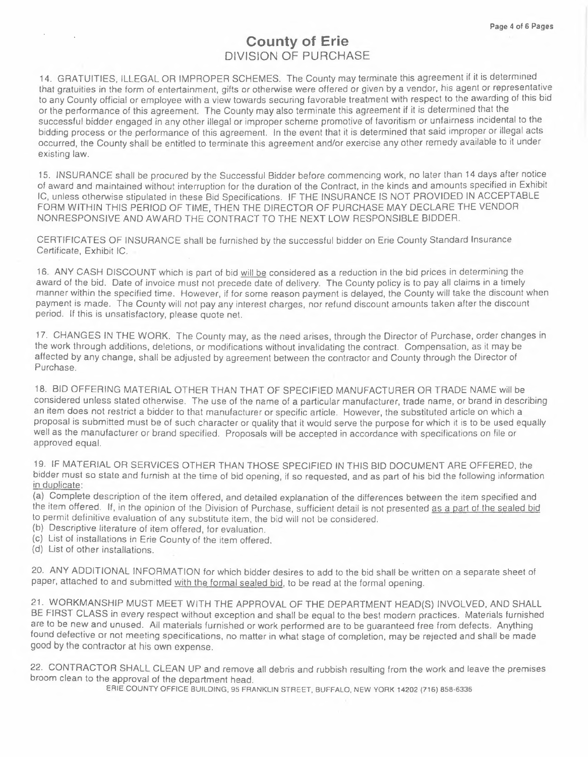# County of Erie
## DIVISION OF PURCHASE

14. GRATUITIES, ILLEGAL OR IMPROPER SCHEMES. The County may terminate this agreement if it is determined that gratuities in the form of entertainment, gifts or otherwise were offered or given by a vendor, his agent or representative to any County official or employee with a view towards securing favorable treatment with respect to the awarding of this bid or the performance of this agreement. The County may also terminate this agreement if it is determined that the successful bidder engaged in any other illegal or improper scheme promotive of favoritism or unfairness incidental to the bidding process or the performance of this agreement. In the event that it is determined that said improper or illegal acts occurred, the County shall be entitled to terminate this agreement and/or exercise any other remedy available to it under existing law.

15. INSURANCE shall be procured by the Successful Bidder before commencing work, no later than 14 days after notice of award and maintained without interruption for the duration of the Contract, in the kinds and amounts specified in Exhibit IC, unless otherwise stipulated in these Bid Specifications. IF THE INSURANCE IS NOT PROVIDED IN ACCEPTABLE FORM WITHIN THIS PERIOD OF TIME, THEN THE DIRECTOR OF PURCHASE MAY DECLARE THE VENDOR NONRESPONSIVE AND AWARD THE CONTRACT TO THE NEXT LOW RESPONSIBLE BIDDER.

CERTIFICATES OF INSURANCE shall be furnished by the successful bidder on Erie County Standard Insurance Certificate, Exhibit IC.

16. ANY CASH DISCOUNT which is part of bid will be considered as a reduction in the bid prices in determining the award of the bid. Date of invoice must not precede date of delivery. The County policy is to pay all claims in a timely manner within the specified time. However, if for some reason payment is delayed, the County will take the discount when payment is made. The County will not pay any interest charges, nor refund discount amounts taken after the discount period. If this is unsatisfactory, please quote net.

17. CHANGES IN THE WORK. The County may, as the need arises, through the Director of Purchase, order changes in the work through additions, deletions, or modifications without invalidating the contract. Compensation, as it may be affected by any change, shall be adjusted by agreement between the contractor and County through the Director of Purchase.

18. BID OFFERING MATERIAL OTHER THAN THAT OF SPECIFIED MANUFACTURER OR TRADE NAME will be considered unless stated otherwise. The use of the name of a particular manufacturer, trade name, or brand in describing an item does not restrict a bidder to that manufacturer or specific article. However, the substituted article on which a proposal is submitted must be of such character or quality that it would serve the purpose for which it is to be used equally well as the manufacturer or brand specified. Proposals will be accepted in accordance with specifications on file or approved equal.

19. IF MATERIAL OR SERVICES OTHER THAN THOSE SPECIFIED IN THIS BID DOCUMENT ARE OFFERED, the bidder must so state and furnish at the time of bid opening, if so requested, and as part of his bid the following information in duplicate:

(a) Complete description of the item offered, and detailed explanation of the differences between the item specified and the item offered. If, in the opinion of the Division of Purchase, sufficient detail is not presented as a part of the sealed bid to permit definitive evaluation of any substitute item, the bid will not be considered.
(b) Descriptive literature of item offered, for evaluation.
(c) List of installations in Erie County of the item offered.
(d) List of other installations.

20. ANY ADDITIONAL INFORMATION for which bidder desires to add to the bid shall be written on a separate sheet of paper, attached to and submitted with the formal sealed bid, to be read at the formal opening.

21. WORKMANSHIP MUST MEET WITH THE APPROVAL OF THE DEPARTMENT HEAD(S) INVOLVED, AND SHALL BE FIRST CLASS in every respect without exception and shall be equal to the best modern practices. Materials furnished are to be new and unused. All materials furnished or work performed are to be guaranteed free from defects. Anything found defective or not meeting specifications, no matter in what stage of completion, may be rejected and shall be made good by the contractor at his own expense.

22. CONTRACTOR SHALL CLEAN UP and remove all debris and rubbish resulting from the work and leave the premises broom clean to the approval of the department head.

ERIE COUNTY OFFICE BUILDING, 95 FRANKLIN STREET, BUFFALO, NEW YORK 14202 (716) 858-6336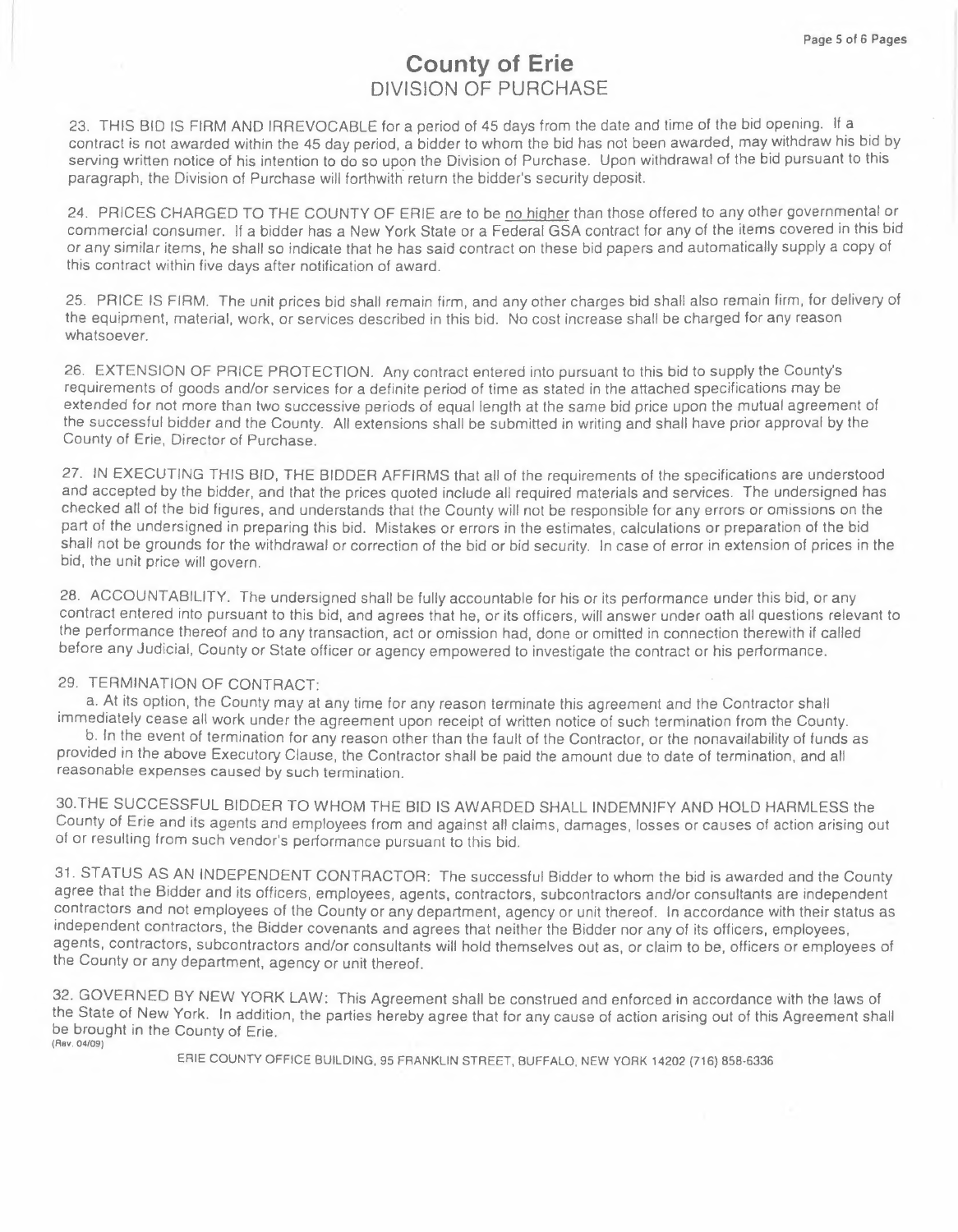# County of Erie
## DIVISION OF PURCHASE

23. THIS BID IS FIRM AND IRREVOCABLE for a period of 45 days from the date and time of the bid opening. If a contract is not awarded within the 45 day period, a bidder to whom the bid has not been awarded, may withdraw his bid by serving written notice of his intention to do so upon the Division of Purchase. Upon withdrawal of the bid pursuant to this paragraph, the Division of Purchase will forthwith return the bidder's security deposit.

24. PRICES CHARGED TO THE COUNTY OF ERIE are to be no higher than those offered to any other governmental or commercial consumer. If a bidder has a New York State or a Federal GSA contract for any of the items covered in this bid or any similar items, he shall so indicate that he has said contract on these bid papers and automatically supply a copy of this contract within five days after notification of award.

25. PRICE IS FIRM. The unit prices bid shall remain firm, and any other charges bid shall also remain firm, for delivery of the equipment, material, work, or services described in this bid. No cost increase shall be charged for any reason whatsoever.

26. EXTENSION OF PRICE PROTECTION. Any contract entered into pursuant to this bid to supply the County's requirements of goods and/or services for a definite period of time as stated in the attached specifications may be extended for not more than two successive periods of equal length at the same bid price upon the mutual agreement of the successful bidder and the County. All extensions shall be submitted in writing and shall have prior approval by the County of Erie, Director of Purchase.

27. IN EXECUTING THIS BID, THE BIDDER AFFIRMS that all of the requirements of the specifications are understood and accepted by the bidder, and that the prices quoted include all required materials and services. The undersigned has checked all of the bid figures, and understands that the County will not be responsible for any errors or omissions on the part of the undersigned in preparing this bid. Mistakes or errors in the estimates, calculations or preparation of the bid shall not be grounds for the withdrawal or correction of the bid or bid security. In case of error in extension of prices in the bid, the unit price will govern.

28. ACCOUNTABILITY. The undersigned shall be fully accountable for his or its performance under this bid, or any contract entered into pursuant to this bid, and agrees that he, or its officers, will answer under oath all questions relevant to the performance thereof and to any transaction, act or omission had, done or omitted in connection therewith if called before any Judicial, County or State officer or agency empowered to investigate the contract or his performance.

29. TERMINATION OF CONTRACT:

a. At its option, the County may at any time for any reason terminate this agreement and the Contractor shall immediately cease all work under the agreement upon receipt of written notice of such termination from the County.

b. In the event of termination for any reason other than the fault of the Contractor, or the nonavailability of funds as provided in the above Executory Clause, the Contractor shall be paid the amount due to date of termination, and all reasonable expenses caused by such termination.

30.THE SUCCESSFUL BIDDER TO WHOM THE BID IS AWARDED SHALL INDEMNIFY AND HOLD HARMLESS the County of Erie and its agents and employees from and against all claims, damages, losses or causes of action arising out of or resulting from such vendor's performance pursuant to this bid.

31. STATUS AS AN INDEPENDENT CONTRACTOR: The successful Bidder to whom the bid is awarded and the County agree that the Bidder and its officers, employees, agents, contractors, subcontractors and/or consultants are independent contractors and not employees of the County or any department, agency or unit thereof. In accordance with their status as independent contractors, the Bidder covenants and agrees that neither the Bidder nor any of its officers, employees, agents, contractors, subcontractors and/or consultants will hold themselves out as, or claim to be, officers or employees of the County or any department, agency or unit thereof.

32. GOVERNED BY NEW YORK LAW: This Agreement shall be construed and enforced in accordance with the laws of the State of New York. In addition, the parties hereby agree that for any cause of action arising out of this Agreement shall be brought in the County of Erie.

(Rev. 04/09)

ERIE COUNTY OFFICE BUILDING, 95 FRANKLIN STREET, BUFFALO, NEW YORK 14202 (716) 858-6336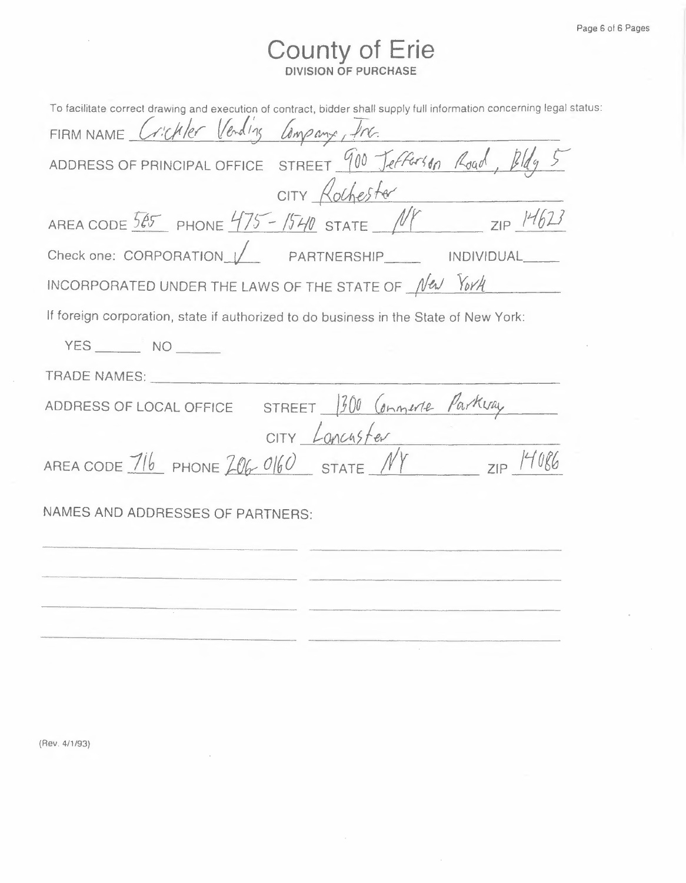# County of Erie

**DIVISION OF PURCHASE**

To facilitate correct drawing and execution of contract, bidder shall supply full information concerning legal status:

FIRM NAME Crickler Vending Company, Inc.

ADDRESS OF PRINCIPAL OFFICE STREET 900 Jefferson Road, Bldg 5

CITY Rochester

AREA CODE 585 PHONE 475-1540 STATE NY ZIP 14623

Check one: CORPORATION ✓ PARTNERSHIP____ INDIVIDUAL____

INCORPORATED UNDER THE LAWS OF THE STATE OF New York

If foreign corporation, state if authorized to do business in the State of New York:

YES ______ NO ______

TRADE NAMES: ______

ADDRESS OF LOCAL OFFICE STREET 1300 Commerce Parkway

CITY Lancaster

AREA CODE 716 PHONE 206-0160 STATE NY ZIP 14086

NAMES AND ADDRESSES OF PARTNERS:

(Rev. 4/1/93)